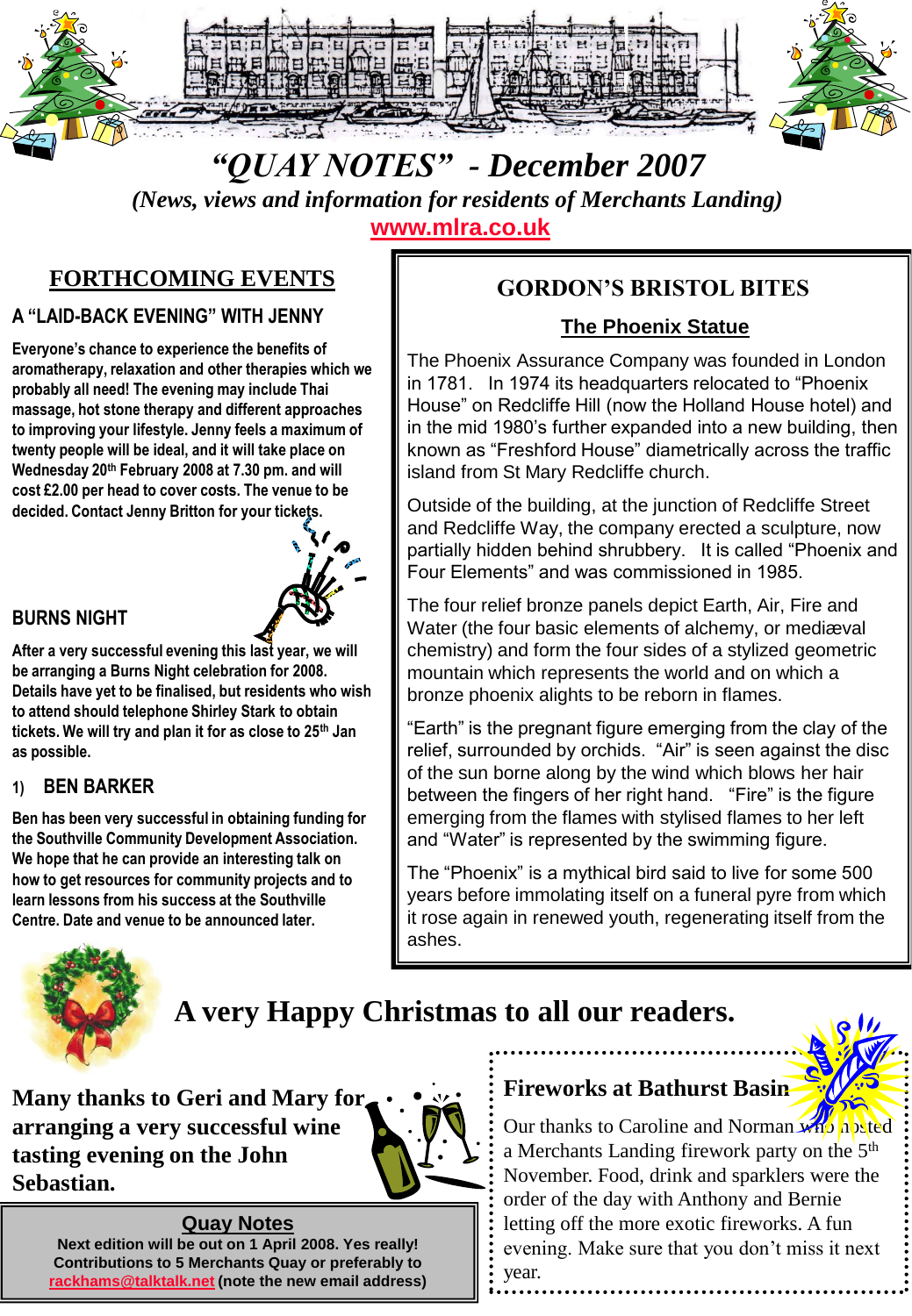# "QUAY NOTES" - December 2007

*(News, views and information for residents of Merchants Landing)*

www.mlra.co.uk

## FORTHCOMING EVENTS

### A "LAID-BACK EVENING" WITH JENNY

**Everyone's chance to experience the benefits of aromatherapy, relaxation and other therapies which we probably all need! The evening may include Thai massage, hot stone therapy and different approaches to improving your lifestyle. Jenny feels a maximum of twenty people will be ideal, and it will take place on Wednesday 20th February 2008 at 7.30 pm. and will cost £2.00 per head to cover costs. The venue to be decided. Contact Jenny Britton for your tickets.**

### BURNS NIGHT

**After a very successful evening this last year, we will be arranging a Burns Night celebration for 2008. Details have yet to be finalised, but residents who wish to attend should telephone Shirley Stark to obtain tickets. We will try and plan it for as close to 25th Jan as possible.**

### 1) BEN BARKER

**Ben has been very successful in obtaining funding for the Southville Community Development Association. We hope that he can provide an interesting talk on how to get resources for community projects and to learn lessons from his success at the Southville Centre. Date and venue to be announced later.**

## GORDON'S BRISTOL BITES

### The Phoenix Statue

The Phoenix Assurance Company was founded in London in 1781. In 1974 its headquarters relocated to "Phoenix House" on Redcliffe Hill (now the Holland House hotel) and in the mid 1980's further expanded into a new building, then known as "Freshford House" diametrically across the traffic island from St Mary Redcliffe church.

Outside of the building, at the junction of Redcliffe Street and Redcliffe Way, the company erected a sculpture, now partially hidden behind shrubbery. It is called "Phoenix and Four Elements" and was commissioned in 1985.

The four relief bronze panels depict Earth, Air, Fire and Water (the four basic elements of alchemy, or mediæval chemistry) and form the four sides of a stylized geometric mountain which represents the world and on which a bronze phoenix alights to be reborn in flames.

"Earth" is the pregnant figure emerging from the clay of the relief, surrounded by orchids. "Air" is seen against the disc of the sun borne along by the wind which blows her hair between the fingers of her right hand. "Fire" is the figure emerging from the flames with stylised flames to her left and "Water" is represented by the swimming figure.

The "Phoenix" is a mythical bird said to live for some 500 years before immolating itself on a funeral pyre from which it rose again in renewed youth, regenerating itself from the ashes.

## A very Happy Christmas to all our readers.

**Many thanks to Geri and Mary for arranging a very successful wine tasting evening on the John Sebastian.**

### Fireworks at Bathurst Basin

Our thanks to Caroline and Norman who hosted a Merchants Landing firework party on the 5th November. Food, drink and sparklers were the order of the day with Anthony and Bernie letting off the more exotic fireworks. A fun evening. Make sure that you don't miss it next year.

### Quay Notes

**Next edition will be out on 1 April 2008. Yes really! Contributions to 5 Merchants Quay or preferably to rackhams@talktalk.net (note the new email address)**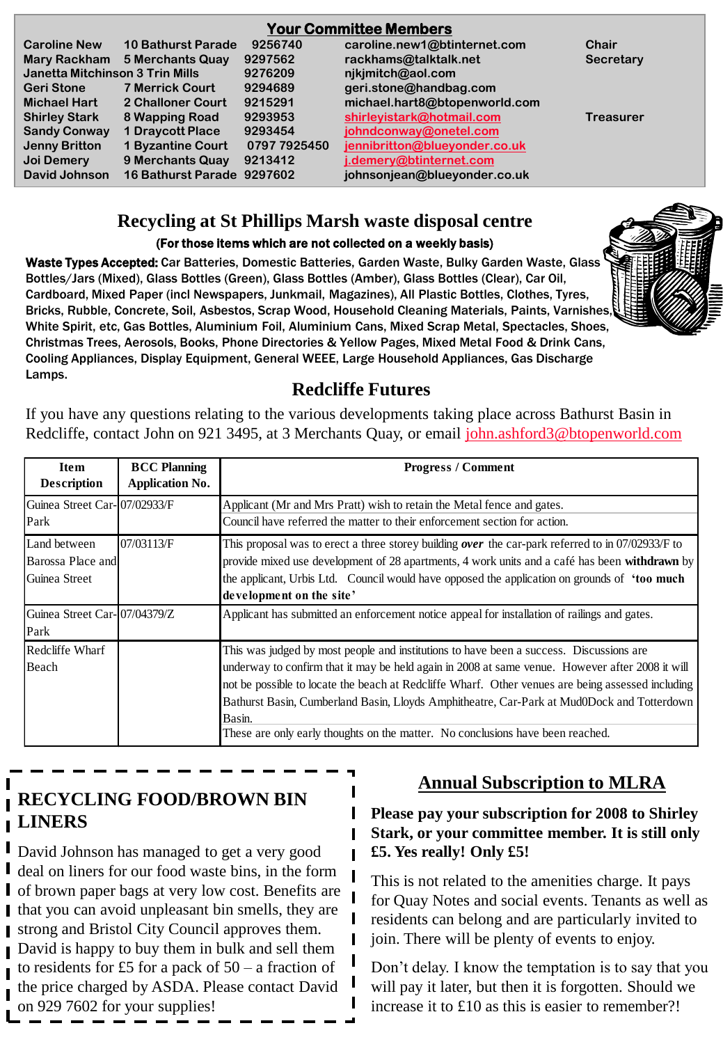## Your Committee Members

| | | | | |
|---|---|---|---|---|
| Caroline New | 10 Bathurst Parade | 9256740 | caroline.new1@btinternet.com | Chair |
| Mary Rackham | 5 Merchants Quay | 9297562 | rackhams@talktalk.net | Secretary |
| Janetta Mitchinson | 3 Trin Mills | 9276209 | njkjmitch@aol.com | |
| Geri Stone | 7 Merrick Court | 9294689 | geri.stone@handbag.com | |
| Michael Hart | 2 Challoner Court | 9215291 | michael.hart8@btopenworld.com | |
| Shirley Stark | 8 Wapping Road | 9293953 | shirleyistark@hotmail.com | Treasurer |
| Sandy Conway | 1 Draycott Place | 9293454 | johndconway@onetel.com | |
| Jenny Britton | 1 Byzantine Court | 0797 7925450 | jennibritton@blueyonder.co.uk | |
| Joi Demery | 9 Merchants Quay | 9213412 | j.demery@btinternet.com | |
| David Johnson | 16 Bathurst Parade | 9297602 | johnsonjean@blueyonder.co.uk | |

## Recycling at St Phillips Marsh waste disposal centre

**(For those items which are not collected on a weekly basis)**

**Waste Types Accepted:** Car Batteries, Domestic Batteries, Garden Waste, Bulky Garden Waste, Glass Bottles/Jars (Mixed), Glass Bottles (Green), Glass Bottles (Amber), Glass Bottles (Clear), Car Oil, Cardboard, Mixed Paper (incl Newspapers, Junkmail, Magazines), All Plastic Bottles, Clothes, Tyres, Bricks, Rubble, Concrete, Soil, Asbestos, Scrap Wood, Household Cleaning Materials, Paints, Varnishes, White Spirit, etc, Gas Bottles, Aluminium Foil, Aluminium Cans, Mixed Scrap Metal, Spectacles, Shoes, Christmas Trees, Aerosols, Books, Phone Directories & Yellow Pages, Mixed Metal Food & Drink Cans, Cooling Appliances, Display Equipment, General WEEE, Large Household Appliances, Gas Discharge Lamps.

## Redcliffe Futures

If you have any questions relating to the various developments taking place across Bathurst Basin in Redcliffe, contact John on 921 3495, at 3 Merchants Quay, or email john.ashford3@btopenworld.com

| Item Description | BCC Planning Application No. | Progress / Comment |
|---|---|---|
| Guinea Street Car-Park | 07/02933/F | Applicant (Mr and Mrs Pratt) wish to retain the Metal fence and gates. Council have referred the matter to their enforcement section for action. |
| Land between Barossa Place and Guinea Street | 07/03113/F | This proposal was to erect a three storey building ***over*** the car-park referred to in 07/02933/F to provide mixed use development of 28 apartments, 4 work units and a café has been **withdrawn** by the applicant, Urbis Ltd. Council would have opposed the application on grounds of **'too much development on the site'** |
| Guinea Street Car-Park | 07/04379/Z | Applicant has submitted an enforcement notice appeal for installation of railings and gates. |
| Redcliffe Wharf Beach | | This was judged by most people and institutions to have been a success. Discussions are underway to confirm that it may be held again in 2008 at same venue. However after 2008 it will not be possible to locate the beach at Redcliffe Wharf. Other venues are being assessed including Bathurst Basin, Cumberland Basin, Lloyds Amphitheatre, Car-Park at Mud0Dock and Totterdown Basin. These are only early thoughts on the matter. No conclusions have been reached. |

## RECYCLING FOOD/BROWN BIN LINERS

David Johnson has managed to get a very good deal on liners for our food waste bins, in the form of brown paper bags at very low cost. Benefits are that you can avoid unpleasant bin smells, they are strong and Bristol City Council approves them. David is happy to buy them in bulk and sell them to residents for £5 for a pack of 50 – a fraction of the price charged by ASDA. Please contact David on 929 7602 for your supplies!

## Annual Subscription to MLRA

**Please pay your subscription for 2008 to Shirley Stark, or your committee member. It is still only £5. Yes really! Only £5!**

This is not related to the amenities charge. It pays for Quay Notes and social events. Tenants as well as residents can belong and are particularly invited to join. There will be plenty of events to enjoy.

Don't delay. I know the temptation is to say that you will pay it later, but then it is forgotten. Should we increase it to £10 as this is easier to remember?!